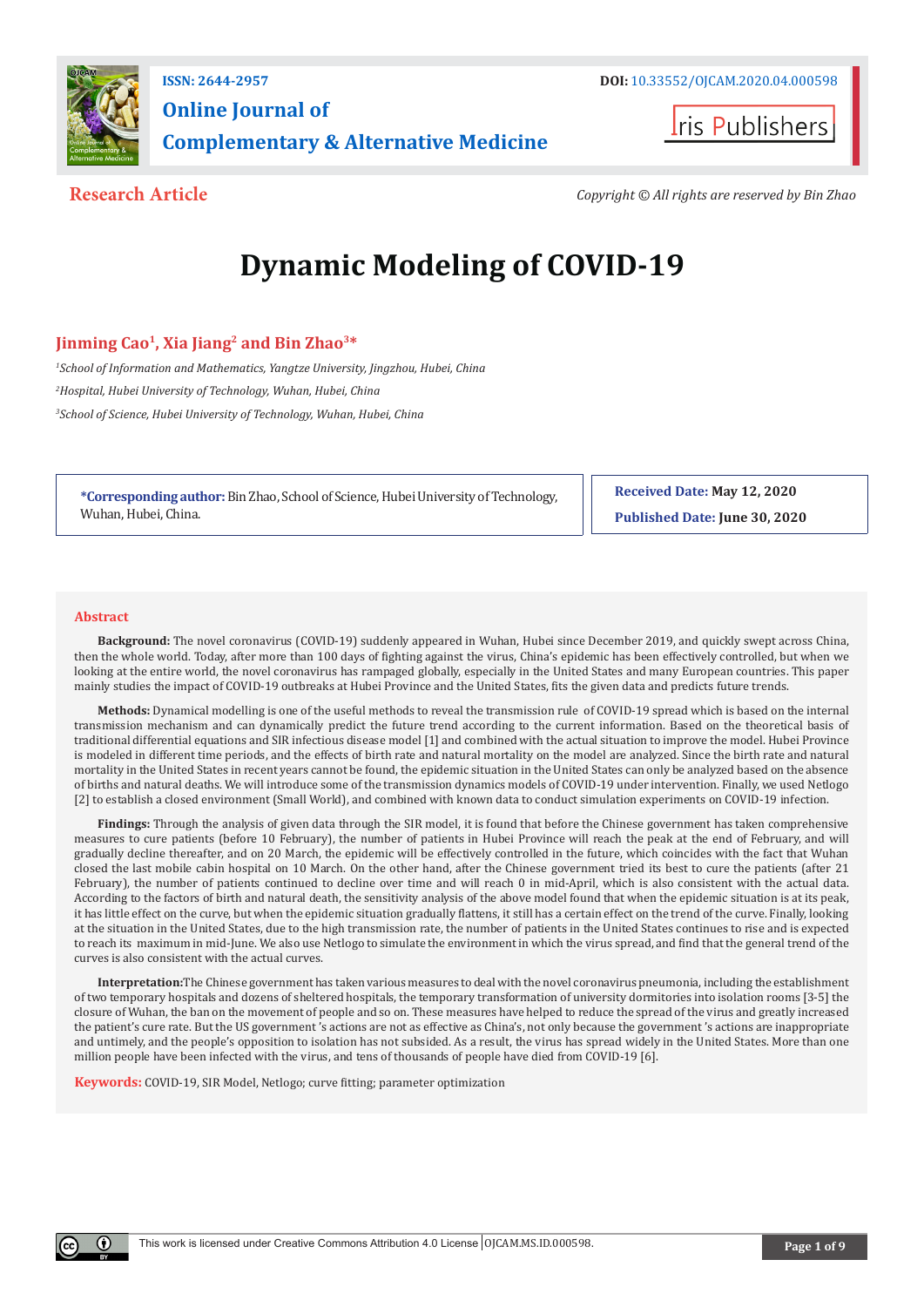**ISSN: 2644-2957**

**DOI:** 10.33552/OJCAM.2020.04.000598

# Online Journal of Complementary & Alternative Medicine

Iris Publishers

**Research Article**

*Copyright © All rights are reserved by Bin Zhao*

# Dynamic Modeling of COVID-19

**Jinming Cao[1], Xia Jiang[2] and Bin Zhao[3]***

*[1]School of Information and Mathematics, Yangtze University, Jingzhou, Hubei, China*

*[2]Hospital, Hubei University of Technology, Wuhan, Hubei, China*

*[3]School of Science, Hubei University of Technology, Wuhan, Hubei, China*

**\*Corresponding author:** Bin Zhao, School of Science, Hubei University of Technology, Wuhan, Hubei, China.

**Received Date:** May 12, 2020

**Published Date:** June 30, 2020

## Abstract

**Background:** The novel coronavirus (COVID-19) suddenly appeared in Wuhan, Hubei since December 2019, and quickly swept across China, then the whole world. Today, after more than 100 days of fighting against the virus, China's epidemic has been effectively controlled, but when we looking at the entire world, the novel coronavirus has rampaged globally, especially in the United States and many European countries. This paper mainly studies the impact of COVID-19 outbreaks at Hubei Province and the United States, fits the given data and predicts future trends.

**Methods:** Dynamical modelling is one of the useful methods to reveal the transmission rule of COVID-19 spread which is based on the internal transmission mechanism and can dynamically predict the future trend according to the current information. Based on the theoretical basis of traditional differential equations and SIR infectious disease model [1] and combined with the actual situation to improve the model. Hubei Province is modeled in different time periods, and the effects of birth rate and natural mortality on the model are analyzed. Since the birth rate and natural mortality in the United States in recent years cannot be found, the epidemic situation in the United States can only be analyzed based on the absence of births and natural deaths. We will introduce some of the transmission dynamics models of COVID-19 under intervention. Finally, we used Netlogo [2] to establish a closed environment (Small World), and combined with known data to conduct simulation experiments on COVID-19 infection.

**Findings:** Through the analysis of given data through the SIR model, it is found that before the Chinese government has taken comprehensive measures to cure patients (before 10 February), the number of patients in Hubei Province will reach the peak at the end of February, and will gradually decline thereafter, and on 20 March, the epidemic will be effectively controlled in the future, which coincides with the fact that Wuhan closed the last mobile cabin hospital on 10 March. On the other hand, after the Chinese government tried its best to cure the patients (after 21 February), the number of patients continued to decline over time and will reach 0 in mid-April, which is also consistent with the actual data. According to the factors of birth and natural death, the sensitivity analysis of the above model found that when the epidemic situation is at its peak, it has little effect on the curve, but when the epidemic situation gradually flattens, it still has a certain effect on the trend of the curve. Finally, looking at the situation in the United States, due to the high transmission rate, the number of patients in the United States continues to rise and is expected to reach its maximum in mid-June. We also use Netlogo to simulate the environment in which the virus spread, and find that the general trend of the curves is also consistent with the actual curves.

**Interpretation:** The Chinese government has taken various measures to deal with the novel coronavirus pneumonia, including the establishment of two temporary hospitals and dozens of sheltered hospitals, the temporary transformation of university dormitories into isolation rooms [3-5] the closure of Wuhan, the ban on the movement of people and so on. These measures have helped to reduce the spread of the virus and greatly increased the patient's cure rate. But the US government 's actions are not as effective as China's, not only because the government 's actions are inappropriate and untimely, and the people's opposition to isolation has not subsided. As a result, the virus has spread widely in the United States. More than one million people have been infected with the virus, and tens of thousands of people have died from COVID-19 [6].

**Keywords:** COVID-19, SIR Model, Netlogo; curve fitting; parameter optimization

This work is licensed under Creative Commons Attribution 4.0 License | OJCAM.MS.ID.000598.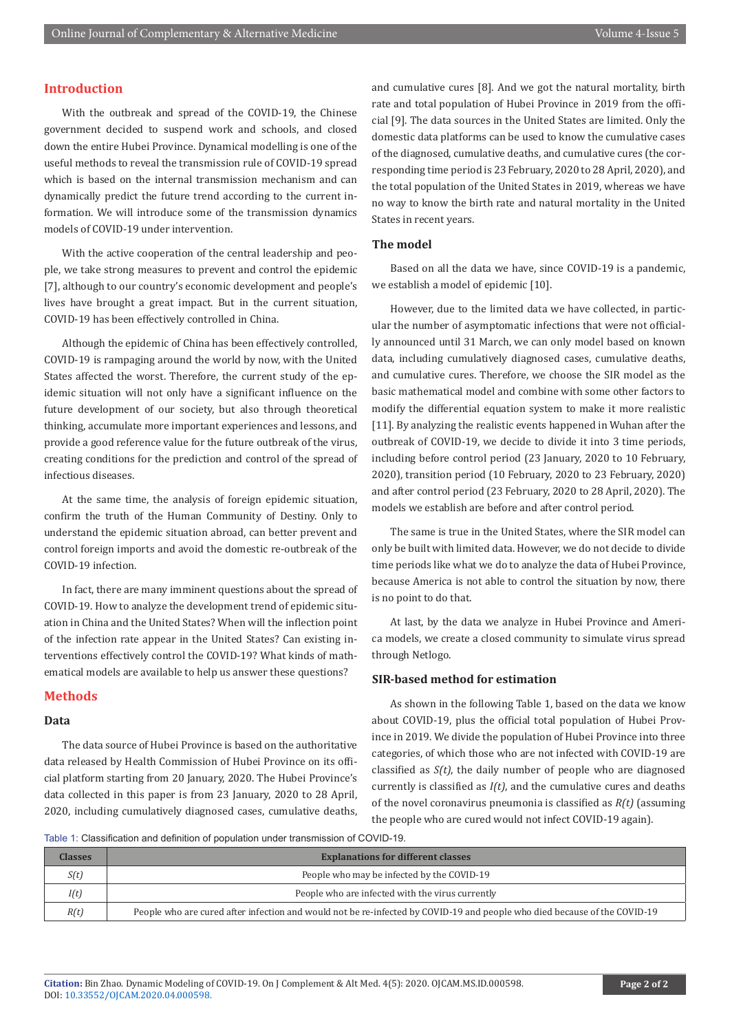## Introduction

With the outbreak and spread of the COVID-19, the Chinese government decided to suspend work and schools, and closed down the entire Hubei Province. Dynamical modelling is one of the useful methods to reveal the transmission rule of COVID-19 spread which is based on the internal transmission mechanism and can dynamically predict the future trend according to the current information. We will introduce some of the transmission dynamics models of COVID-19 under intervention.

With the active cooperation of the central leadership and people, we take strong measures to prevent and control the epidemic [7], although to our country's economic development and people's lives have brought a great impact. But in the current situation, COVID-19 has been effectively controlled in China.

Although the epidemic of China has been effectively controlled, COVID-19 is rampaging around the world by now, with the United States affected the worst. Therefore, the current study of the epidemic situation will not only have a significant influence on the future development of our society, but also through theoretical thinking, accumulate more important experiences and lessons, and provide a good reference value for the future outbreak of the virus, creating conditions for the prediction and control of the spread of infectious diseases.

At the same time, the analysis of foreign epidemic situation, confirm the truth of the Human Community of Destiny. Only to understand the epidemic situation abroad, can better prevent and control foreign imports and avoid the domestic re-outbreak of the COVID-19 infection.

In fact, there are many imminent questions about the spread of COVID-19. How to analyze the development trend of epidemic situation in China and the United States? When will the inflection point of the infection rate appear in the United States? Can existing interventions effectively control the COVID-19? What kinds of mathematical models are available to help us answer these questions?

## Methods

### Data

The data source of Hubei Province is based on the authoritative data released by Health Commission of Hubei Province on its official platform starting from 20 January, 2020. The Hubei Province's data collected in this paper is from 23 January, 2020 to 28 April, 2020, including cumulatively diagnosed cases, cumulative deaths, and cumulative cures [8]. And we got the natural mortality, birth rate and total population of Hubei Province in 2019 from the official [9]. The data sources in the United States are limited. Only the domestic data platforms can be used to know the cumulative cases of the diagnosed, cumulative deaths, and cumulative cures (the corresponding time period is 23 February, 2020 to 28 April, 2020), and the total population of the United States in 2019, whereas we have no way to know the birth rate and natural mortality in the United States in recent years.

### The model

Based on all the data we have, since COVID-19 is a pandemic, we establish a model of epidemic [10].

However, due to the limited data we have collected, in particular the number of asymptomatic infections that were not officially announced until 31 March, we can only model based on known data, including cumulatively diagnosed cases, cumulative deaths, and cumulative cures. Therefore, we choose the SIR model as the basic mathematical model and combine with some other factors to modify the differential equation system to make it more realistic [11]. By analyzing the realistic events happened in Wuhan after the outbreak of COVID-19, we decide to divide it into 3 time periods, including before control period (23 January, 2020 to 10 February, 2020), transition period (10 February, 2020 to 23 February, 2020) and after control period (23 February, 2020 to 28 April, 2020). The models we establish are before and after control period.

The same is true in the United States, where the SIR model can only be built with limited data. However, we do not decide to divide time periods like what we do to analyze the data of Hubei Province, because America is not able to control the situation by now, there is no point to do that.

At last, by the data we analyze in Hubei Province and America models, we create a closed community to simulate virus spread through Netlogo.

### SIR-based method for estimation

As shown in the following Table 1, based on the data we know about COVID-19, plus the official total population of Hubei Province in 2019. We divide the population of Hubei Province into three categories, of which those who are not infected with COVID-19 are classified as $S(t)$, the daily number of people who are diagnosed currently is classified as $I(t)$, and the cumulative cures and deaths of the novel coronavirus pneumonia is classified as $R(t)$ (assuming the people who are cured would not infect COVID-19 again).

Table 1: Classification and definition of population under transmission of COVID-19.

| Classes | Explanations for different classes |
|---|---|
| $S(t)$ | People who may be infected by the COVID-19 |
| $I(t)$ | People who are infected with the virus currently |
| $R(t)$ | People who are cured after infection and would not be re-infected by COVID-19 and people who died because of the COVID-19 |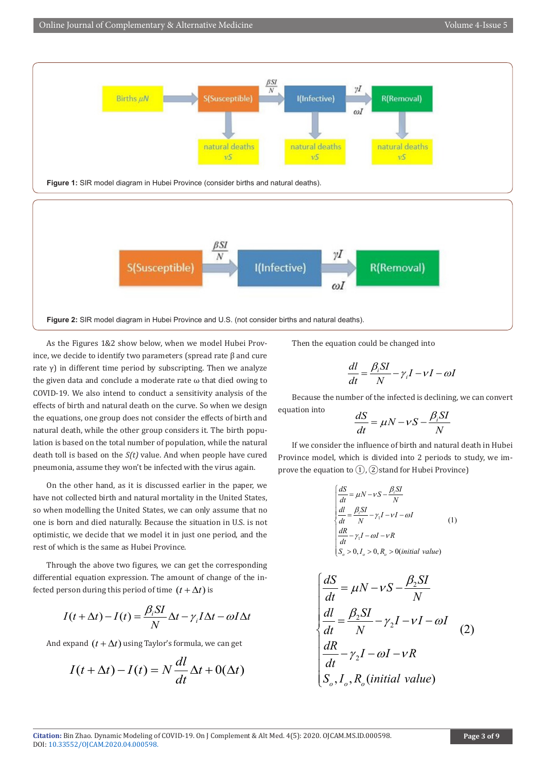Figure 1: SIR model diagram in Hubei Province (consider births and natural deaths).

Figure 2: SIR model diagram in Hubei Province and U.S. (not consider births and natural deaths).

As the Figures 1&2 show below, when we model Hubei Province, we decide to identify two parameters (spread rate β and cure rate γ) in different time period by subscripting. Then we analyze the given data and conclude a moderate rate ω that died owing to COVID-19. We also intend to conduct a sensitivity analysis of the effects of birth and natural death on the curve. So when we design the equations, one group does not consider the effects of birth and natural death, while the other group considers it. The birth population is based on the total number of population, while the natural death toll is based on the *S(t)* value. And when people have cured pneumonia, assume they won't be infected with the virus again.

On the other hand, as it is discussed earlier in the paper, we have not collected birth and natural mortality in the United States, so when modelling the United States, we can only assume that no one is born and died naturally. Because the situation in U.S. is not optimistic, we decide that we model it in just one period, and the rest of which is the same as Hubei Province.

Through the above two figures, we can get the corresponding differential equation expression. The amount of change of the infected person during this period of time $(t+\Delta t)$ is

$$I(t+\Delta t)-I(t)=\frac{\beta_i SI}{N}\Delta t-\gamma_i I\Delta t-\omega I\Delta t$$

And expand $(t+\Delta t)$ using Taylor's formula, we can get

$$I(t+\Delta t)-I(t)=N\frac{dl}{dt}\Delta t+0(\Delta t)$$

Then the equation could be changed into

$$\frac{dl}{dt}=\frac{\beta_i SI}{N}-\gamma_i I-\nu I-\omega I$$

Because the number of the infected is declining, we can convert equation into

$$\frac{dS}{dt}=\mu N-\nu S-\frac{\beta_i SI}{N}$$

If we consider the influence of birth and natural death in Hubei Province model, which is divided into 2 periods to study, we improve the equation to ①, ②stand for Hubei Province)

$$\begin{cases}\dfrac{dS}{dt}=\mu N-\nu S-\dfrac{\beta_i SI}{N}\\ \dfrac{dl}{dt}=\dfrac{\beta_i SI}{N}-\gamma_1 I-\nu I-\omega I\\ \dfrac{dR}{dt}-\gamma_1 I-\omega I-\nu R\\ S_o>0, I_o>0, R_o>0(initial\ value)\end{cases}\quad(1)$$

$$\begin{cases}\dfrac{dS}{dt}=\mu N-\nu S-\dfrac{\beta_2 SI}{N}\\ \dfrac{dl}{dt}=\dfrac{\beta_2 SI}{N}-\gamma_2 I-\nu I-\omega I\\ \dfrac{dR}{dt}-\gamma_2 I-\omega I-\nu R\\ S_o, I_o, R_o(initial\ value)\end{cases}\quad(2)$$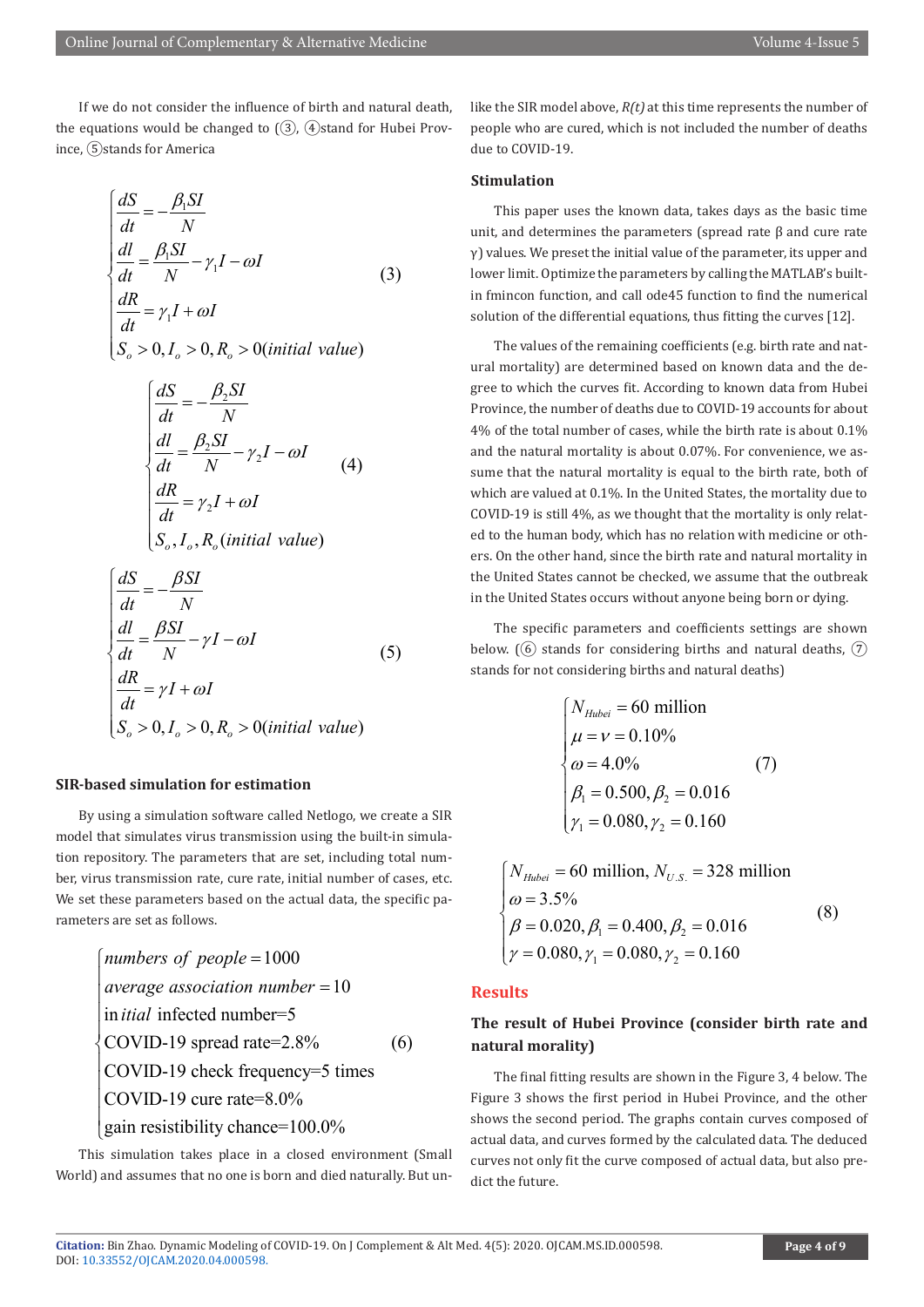If we do not consider the influence of birth and natural death, the equations would be changed to (③, ④stand for Hubei Province, ⑤stands for America

$$
\begin{cases}
\dfrac{dS}{dt} = -\dfrac{\beta_1 SI}{N} \\
\dfrac{dI}{dt} = \dfrac{\beta_1 SI}{N} - \gamma_1 I - \omega I \\
\dfrac{dR}{dt} = \gamma_1 I + \omega I \\
S_o > 0, I_o > 0, R_o > 0 (initial\ value)
\end{cases}
\quad (3)
$$

$$
\begin{cases}
\dfrac{dS}{dt} = -\dfrac{\beta_2 SI}{N} \\
\dfrac{dI}{dt} = \dfrac{\beta_2 SI}{N} - \gamma_2 I - \omega I \\
\dfrac{dR}{dt} = \gamma_2 I + \omega I \\
S_o, I_o, R_o (initial\ value)
\end{cases}
\quad (4)
$$

$$
\begin{cases}
\dfrac{dS}{dt} = -\dfrac{\beta SI}{N} \\
\dfrac{dI}{dt} = \dfrac{\beta SI}{N} - \gamma I - \omega I \\
\dfrac{dR}{dt} = \gamma I + \omega I \\
S_o > 0, I_o > 0, R_o > 0 (initial\ value)
\end{cases}
\quad (5)
$$

### SIR-based simulation for estimation

By using a simulation software called Netlogo, we create a SIR model that simulates virus transmission using the built-in simulation repository. The parameters that are set, including total number, virus transmission rate, cure rate, initial number of cases, etc. We set these parameters based on the actual data, the specific parameters are set as follows.

$$
\begin{cases}
numbers\ of\ people = 1000 \\
average\ association\ number = 10 \\
\text{in}\,itial\ \text{infected number=5} \\
\text{COVID-19 spread rate=2.8\%} \\
\text{COVID-19 check frequency=5 times} \\
\text{COVID-19 cure rate=8.0\%} \\
\text{gain resistibility chance=100.0\%}
\end{cases}
\quad (6)
$$

This simulation takes place in a closed environment (Small World) and assumes that no one is born and died naturally. But unlike the SIR model above, *R(t)* at this time represents the number of people who are cured, which is not included the number of deaths due to COVID-19.

### Stimulation

This paper uses the known data, takes days as the basic time unit, and determines the parameters (spread rate β and cure rate γ) values. We preset the initial value of the parameter, its upper and lower limit. Optimize the parameters by calling the MATLAB's built-in fmincon function, and call ode45 function to find the numerical solution of the differential equations, thus fitting the curves [12].

The values of the remaining coefficients (e.g. birth rate and natural mortality) are determined based on known data and the degree to which the curves fit. According to known data from Hubei Province, the number of deaths due to COVID-19 accounts for about 4% of the total number of cases, while the birth rate is about 0.1% and the natural mortality is about 0.07%. For convenience, we assume that the natural mortality is equal to the birth rate, both of which are valued at 0.1%. In the United States, the mortality due to COVID-19 is still 4%, as we thought that the mortality is only related to the human body, which has no relation with medicine or others. On the other hand, since the birth rate and natural mortality in the United States cannot be checked, we assume that the outbreak in the United States occurs without anyone being born or dying.

The specific parameters and coefficients settings are shown below. (⑥ stands for considering births and natural deaths, ⑦ stands for not considering births and natural deaths)

$$
\begin{cases}
N_{Hubei} = 60 \text{ million} \\
\mu = \nu = 0.10\% \\
\omega = 4.0\% \\
\beta_1 = 0.500, \beta_2 = 0.016 \\
\gamma_1 = 0.080, \gamma_2 = 0.160
\end{cases}
\quad (7)
$$

$$
\begin{cases}
N_{Hubei} = 60 \text{ million}, N_{U.S.} = 328 \text{ million} \\
\omega = 3.5\% \\
\beta = 0.020, \beta_1 = 0.400, \beta_2 = 0.016 \\
\gamma = 0.080, \gamma_1 = 0.080, \gamma_2 = 0.160
\end{cases}
\quad (8)
$$

## Results

### The result of Hubei Province (consider birth rate and natural morality)

The final fitting results are shown in the Figure 3, 4 below. The Figure 3 shows the first period in Hubei Province, and the other shows the second period. The graphs contain curves composed of actual data, and curves formed by the calculated data. The deduced curves not only fit the curve composed of actual data, but also predict the future.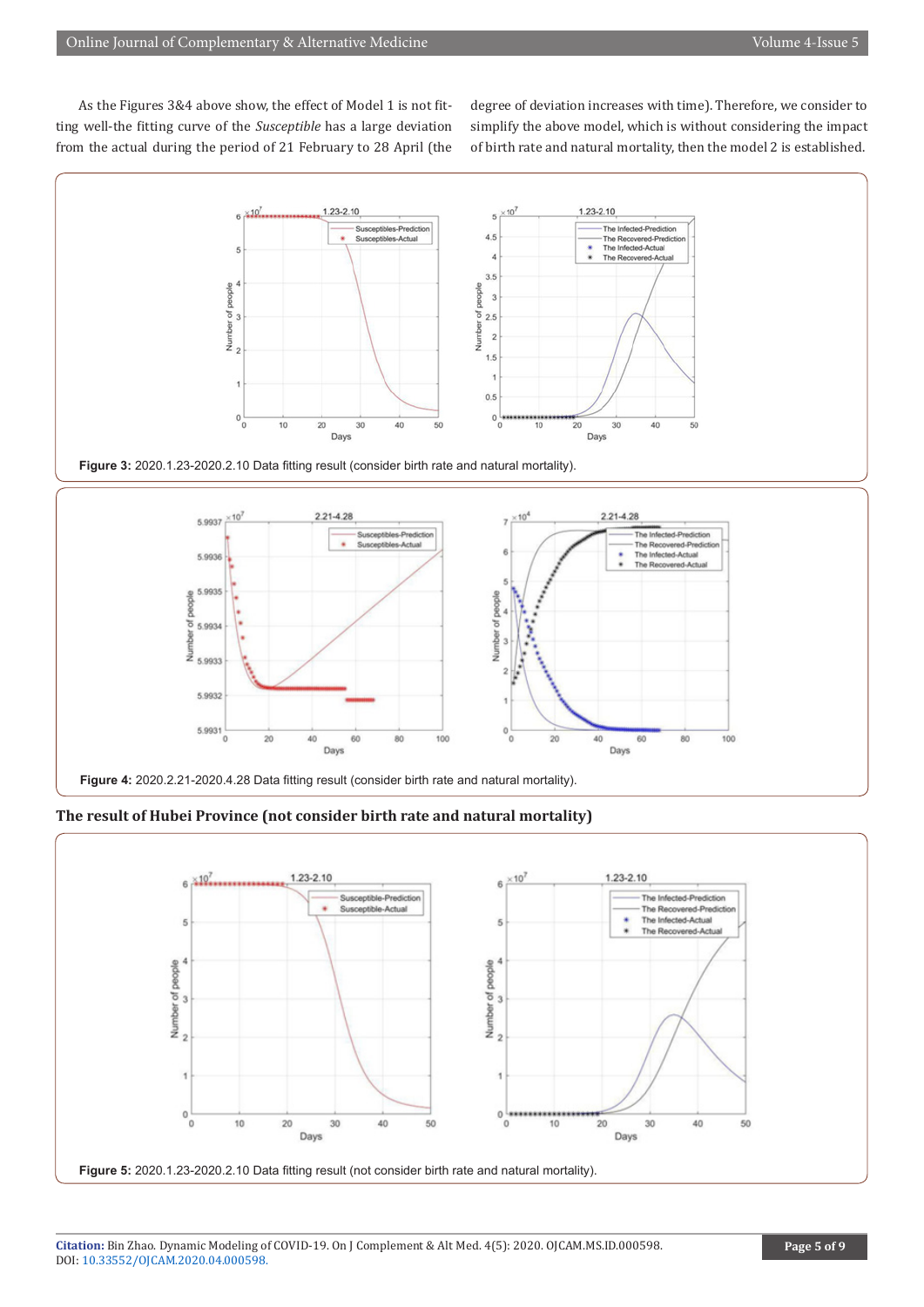As the Figures 3&4 above show, the effect of Model 1 is not fitting well-the fitting curve of the *Susceptible* has a large deviation from the actual during the period of 21 February to 28 April (the degree of deviation increases with time). Therefore, we consider to simplify the above model, which is without considering the impact of birth rate and natural mortality, then the model 2 is established.

**Figure 3:** 2020.1.23-2020.2.10 Data fitting result (consider birth rate and natural mortality).

**Figure 4:** 2020.2.21-2020.4.28 Data fitting result (consider birth rate and natural mortality).

### The result of Hubei Province (not consider birth rate and natural mortality)

**Figure 5:** 2020.1.23-2020.2.10 Data fitting result (not consider birth rate and natural mortality).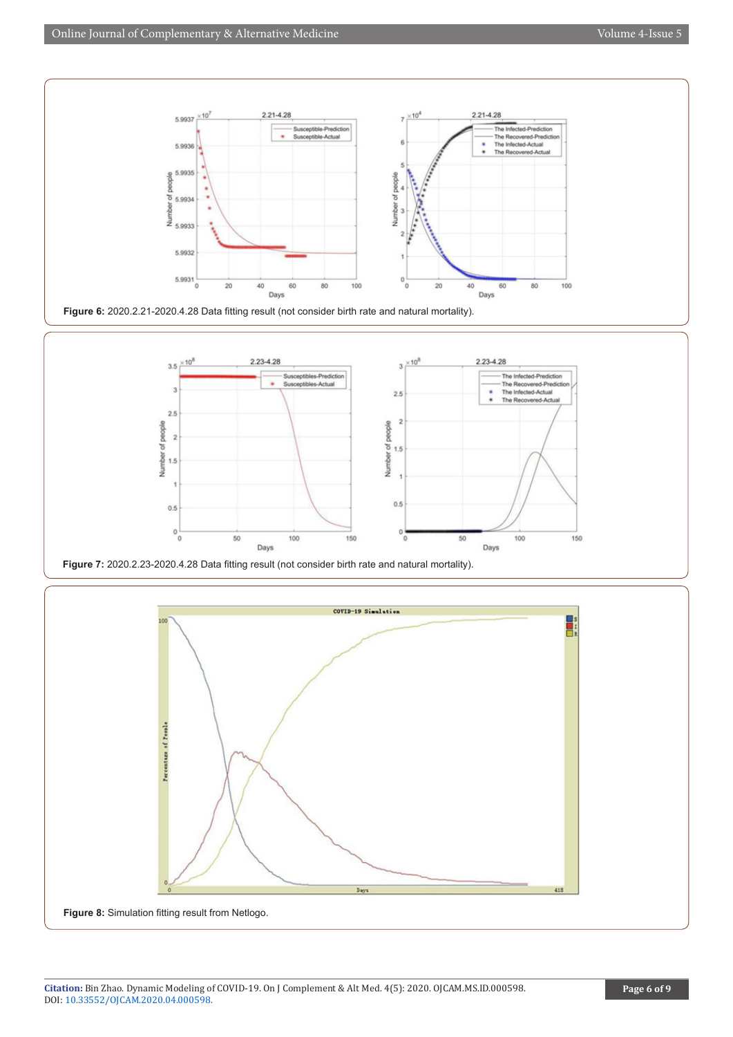**Figure 6:** 2020.2.21-2020.4.28 Data fitting result (not consider birth rate and natural mortality).

**Figure 7:** 2020.2.23-2020.4.28 Data fitting result (not consider birth rate and natural mortality).

**Figure 8:** Simulation fitting result from Netlogo.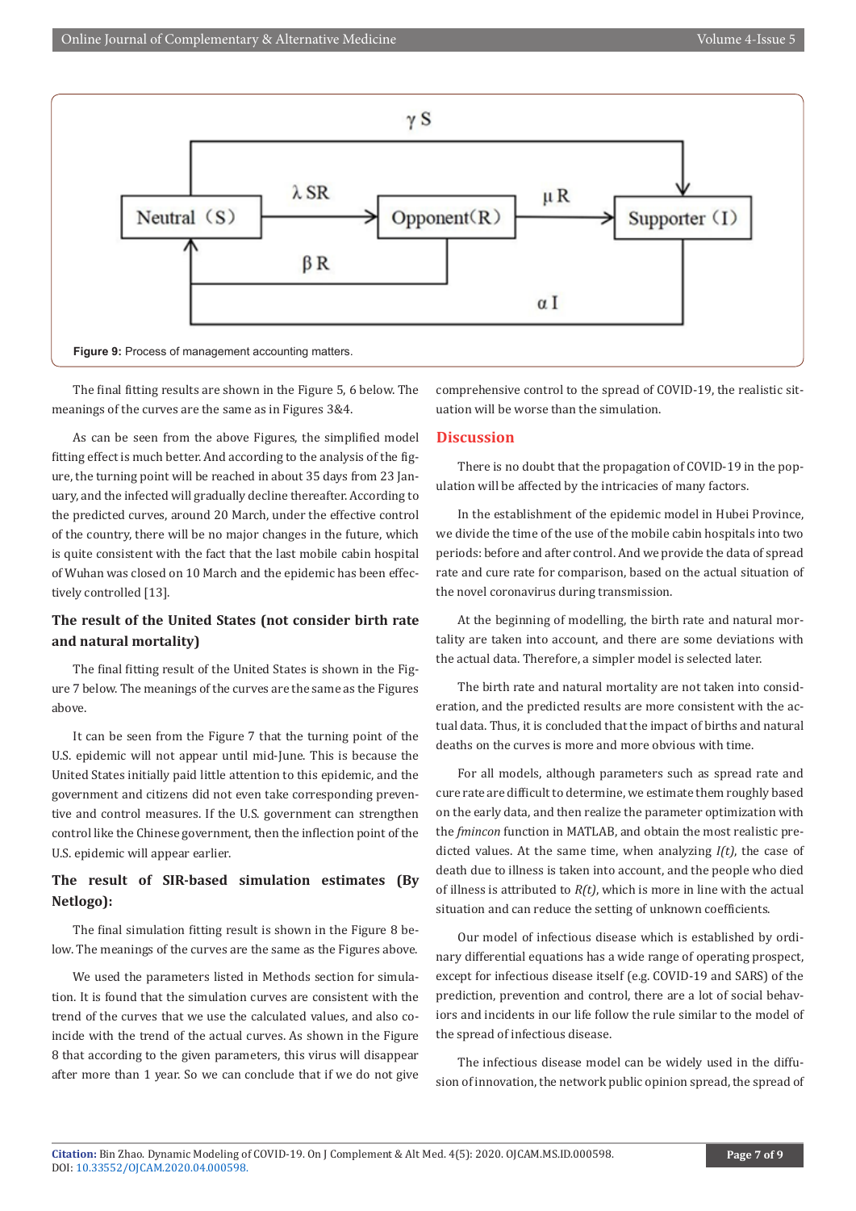Figure 9: Process of management accounting matters.

The final fitting results are shown in the Figure 5, 6 below. The meanings of the curves are the same as in Figures 3&4.

As can be seen from the above Figures, the simplified model fitting effect is much better. And according to the analysis of the figure, the turning point will be reached in about 35 days from 23 January, and the infected will gradually decline thereafter. According to the predicted curves, around 20 March, under the effective control of the country, there will be no major changes in the future, which is quite consistent with the fact that the last mobile cabin hospital of Wuhan was closed on 10 March and the epidemic has been effectively controlled [13].

### The result of the United States (not consider birth rate and natural mortality)

The final fitting result of the United States is shown in the Figure 7 below. The meanings of the curves are the same as the Figures above.

It can be seen from the Figure 7 that the turning point of the U.S. epidemic will not appear until mid-June. This is because the United States initially paid little attention to this epidemic, and the government and citizens did not even take corresponding preventive and control measures. If the U.S. government can strengthen control like the Chinese government, then the inflection point of the U.S. epidemic will appear earlier.

### The result of SIR-based simulation estimates (By Netlogo):

The final simulation fitting result is shown in the Figure 8 below. The meanings of the curves are the same as the Figures above.

We used the parameters listed in Methods section for simulation. It is found that the simulation curves are consistent with the trend of the curves that we use the calculated values, and also coincide with the trend of the actual curves. As shown in the Figure 8 that according to the given parameters, this virus will disappear after more than 1 year. So we can conclude that if we do not give comprehensive control to the spread of COVID-19, the realistic situation will be worse than the simulation.

## Discussion

There is no doubt that the propagation of COVID-19 in the population will be affected by the intricacies of many factors.

In the establishment of the epidemic model in Hubei Province, we divide the time of the use of the mobile cabin hospitals into two periods: before and after control. And we provide the data of spread rate and cure rate for comparison, based on the actual situation of the novel coronavirus during transmission.

At the beginning of modelling, the birth rate and natural mortality are taken into account, and there are some deviations with the actual data. Therefore, a simpler model is selected later.

The birth rate and natural mortality are not taken into consideration, and the predicted results are more consistent with the actual data. Thus, it is concluded that the impact of births and natural deaths on the curves is more and more obvious with time.

For all models, although parameters such as spread rate and cure rate are difficult to determine, we estimate them roughly based on the early data, and then realize the parameter optimization with the *fmincon* function in MATLAB, and obtain the most realistic predicted values. At the same time, when analyzing $I(t)$, the case of death due to illness is taken into account, and the people who died of illness is attributed to $R(t)$, which is more in line with the actual situation and can reduce the setting of unknown coefficients.

Our model of infectious disease which is established by ordinary differential equations has a wide range of operating prospect, except for infectious disease itself (e.g. COVID-19 and SARS) of the prediction, prevention and control, there are a lot of social behaviors and incidents in our life follow the rule similar to the model of the spread of infectious disease.

The infectious disease model can be widely used in the diffusion of innovation, the network public opinion spread, the spread of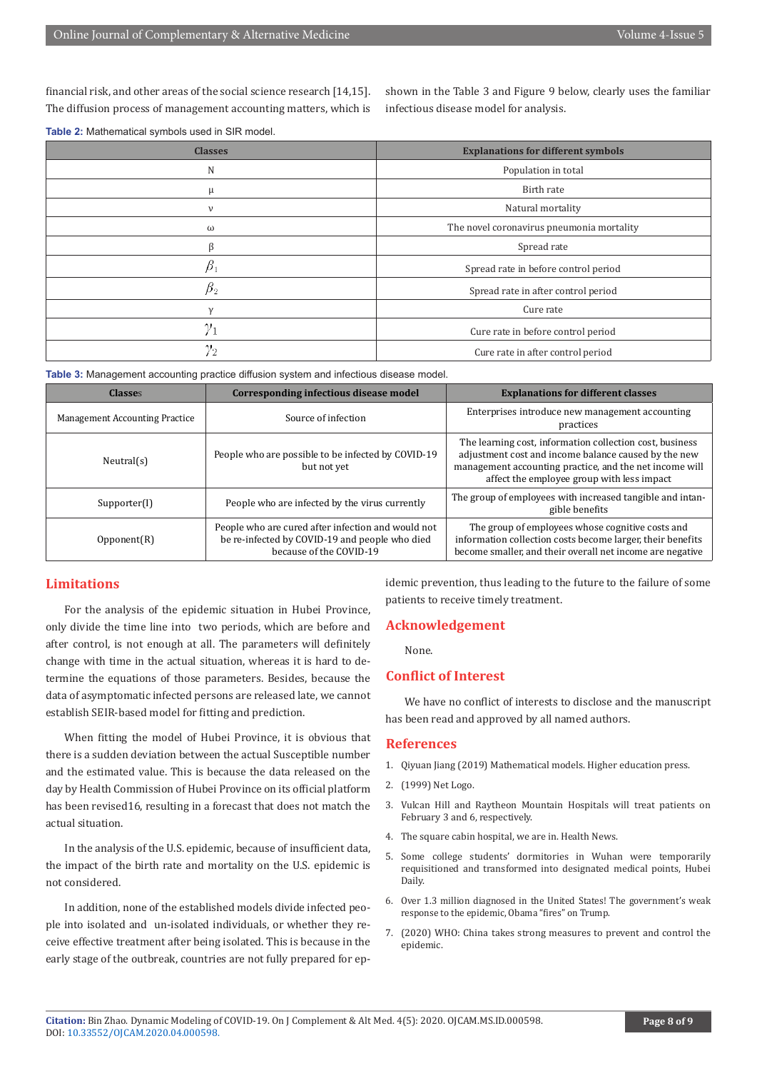financial risk, and other areas of the social science research [14,15]. The diffusion process of management accounting matters, which is shown in the Table 3 and Figure 9 below, clearly uses the familiar infectious disease model for analysis.

**Table 2:** Mathematical symbols used in SIR model.

| Classes | Explanations for different symbols |
|---|---|
| N | Population in total |
| $\mu$ | Birth rate |
| $\nu$ | Natural mortality |
| $\omega$ | The novel coronavirus pneumonia mortality |
| $\beta$ | Spread rate |
| $\beta_1$ | Spread rate in before control period |
| $\beta_2$ | Spread rate in after control period |
| $\gamma$ | Cure rate |
| $\gamma_1$ | Cure rate in before control period |
| $\gamma_2$ | Cure rate in after control period |

**Table 3:** Management accounting practice diffusion system and infectious disease model.

| Classes | Corresponding infectious disease model | Explanations for different classes |
|---|---|---|
| Management Accounting Practice | Source of infection | Enterprises introduce new management accounting practices |
| Neutral(s) | People who are possible to be infected by COVID-19 but not yet | The learning cost, information collection cost, business adjustment cost and income balance caused by the new management accounting practice, and the net income will affect the employee group with less impact |
| Supporter(I) | People who are infected by the virus currently | The group of employees with increased tangible and intangible benefits |
| Opponent(R) | People who are cured after infection and would not be re-infected by COVID-19 and people who died because of the COVID-19 | The group of employees whose cognitive costs and information collection costs become larger, their benefits become smaller, and their overall net income are negative |

## Limitations

For the analysis of the epidemic situation in Hubei Province, only divide the time line into two periods, which are before and after control, is not enough at all. The parameters will definitely change with time in the actual situation, whereas it is hard to determine the equations of those parameters. Besides, because the data of asymptomatic infected persons are released late, we cannot establish SEIR-based model for fitting and prediction.

When fitting the model of Hubei Province, it is obvious that there is a sudden deviation between the actual Susceptible number and the estimated value. This is because the data released on the day by Health Commission of Hubei Province on its official platform has been revised16, resulting in a forecast that does not match the actual situation.

In the analysis of the U.S. epidemic, because of insufficient data, the impact of the birth rate and mortality on the U.S. epidemic is not considered.

In addition, none of the established models divide infected people into isolated and un-isolated individuals, or whether they receive effective treatment after being isolated. This is because in the early stage of the outbreak, countries are not fully prepared for epidemic prevention, thus leading to the future to the failure of some patients to receive timely treatment.

## Acknowledgement

None.

## Conflict of Interest

We have no conflict of interests to disclose and the manuscript has been read and approved by all named authors.

## References

1. Qiyuan Jiang (2019) Mathematical models. Higher education press.
2. (1999) Net Logo.
3. Vulcan Hill and Raytheon Mountain Hospitals will treat patients on February 3 and 6, respectively.
4. The square cabin hospital, we are in. Health News.
5. Some college students' dormitories in Wuhan were temporarily requisitioned and transformed into designated medical points, Hubei Daily.
6. Over 1.3 million diagnosed in the United States! The government's weak response to the epidemic, Obama "fires" on Trump.
7. (2020) WHO: China takes strong measures to prevent and control the epidemic.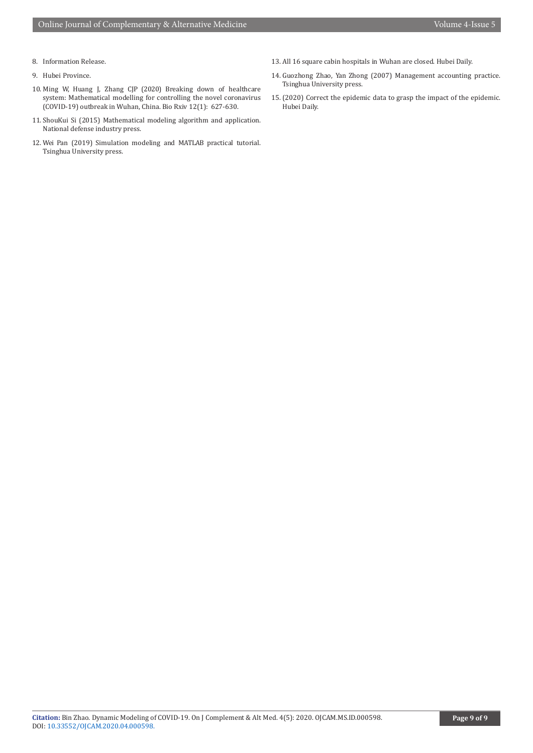8. Information Release.
9. Hubei Province.
10. Ming W, Huang J, Zhang CJP (2020) Breaking down of healthcare system: Mathematical modelling for controlling the novel coronavirus (COVID-19) outbreak in Wuhan, China. Bio Rxiv 12(1): 627-630.
11. ShouKui Si (2015) Mathematical modeling algorithm and application. National defense industry press.
12. Wei Pan (2019) Simulation modeling and MATLAB practical tutorial. Tsinghua University press.
13. All 16 square cabin hospitals in Wuhan are closed. Hubei Daily.
14. Guozhong Zhao, Yan Zhong (2007) Management accounting practice. Tsinghua University press.
15. (2020) Correct the epidemic data to grasp the impact of the epidemic. Hubei Daily.